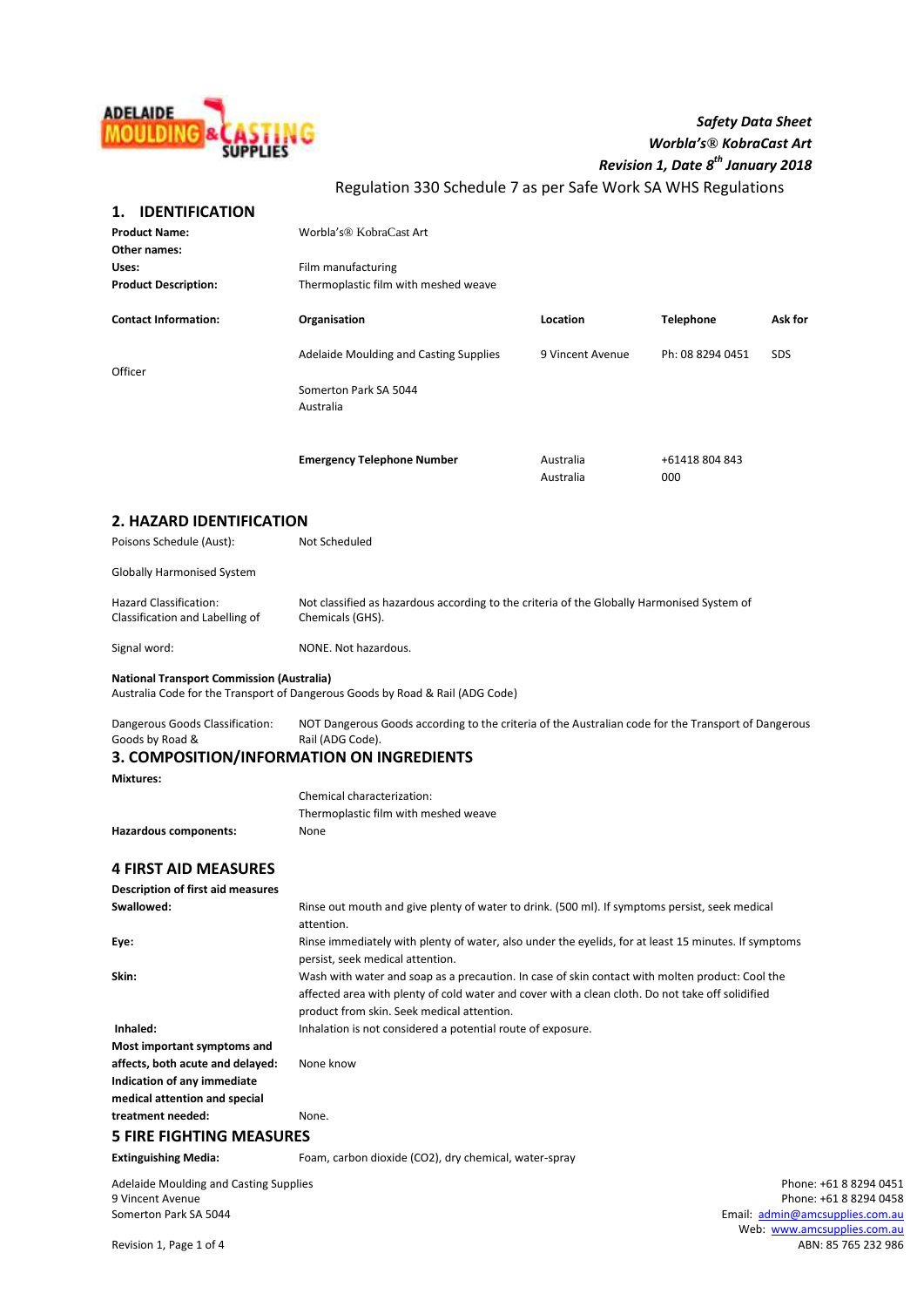ADELAIDE MOULDING & CASTING SUPPLIES

***Safety Data Sheet***
***Worbla's® KobraCast Art***
***Revision 1, Date 8th January 2018***

Regulation 330 Schedule 7 as per Safe Work SA WHS Regulations

## 1. IDENTIFICATION

| | | | | |
|---|---|---|---|---|
| **Product Name:** | Worbla's® KobraCast Art | | | |
| **Other names:** | | | | |
| **Uses:** | Film manufacturing | | | |
| **Product Description:** | Thermoplastic film with meshed weave | | | |
| **Contact Information:** | **Organisation** | **Location** | **Telephone** | **Ask for** |
| Officer | Adelaide Moulding and Casting Supplies<br>Somerton Park SA 5044<br>Australia | 9 Vincent Avenue | Ph: 08 8294 0451 | SDS |
| | **Emergency Telephone Number** | Australia<br>Australia | +61418 804 843<br>000 | |

## 2. HAZARD IDENTIFICATION

Poisons Schedule (Aust): Not Scheduled

Globally Harmonised System

Hazard Classification: Classification and Labelling of — Not classified as hazardous according to the criteria of the Globally Harmonised System of Chemicals (GHS).

Signal word: NONE. Not hazardous.

**National Transport Commission (Australia)**
Australia Code for the Transport of Dangerous Goods by Road & Rail (ADG Code)

Dangerous Goods Classification: Goods by Road & — NOT Dangerous Goods according to the criteria of the Australian code for the Transport of Dangerous Rail (ADG Code).

## 3. COMPOSITION/INFORMATION ON INGREDIENTS

**Mixtures:**

Chemical characterization:
Thermoplastic film with meshed weave

**Hazardous components:** None

## 4 FIRST AID MEASURES

**Description of first aid measures**

**Swallowed:** Rinse out mouth and give plenty of water to drink. (500 ml). If symptoms persist, seek medical attention.

**Eye:** Rinse immediately with plenty of water, also under the eyelids, for at least 15 minutes. If symptoms persist, seek medical attention.

**Skin:** Wash with water and soap as a precaution. In case of skin contact with molten product: Cool the affected area with plenty of cold water and cover with a clean cloth. Do not take off solidified product from skin. Seek medical attention.

**Inhaled:** Inhalation is not considered a potential route of exposure.

**Most important symptoms and affects, both acute and delayed:** None know

**Indication of any immediate medical attention and special treatment needed:** None.

## 5 FIRE FIGHTING MEASURES

**Extinguishing Media:** Foam, carbon dioxide ($CO_2$), dry chemical, water-spray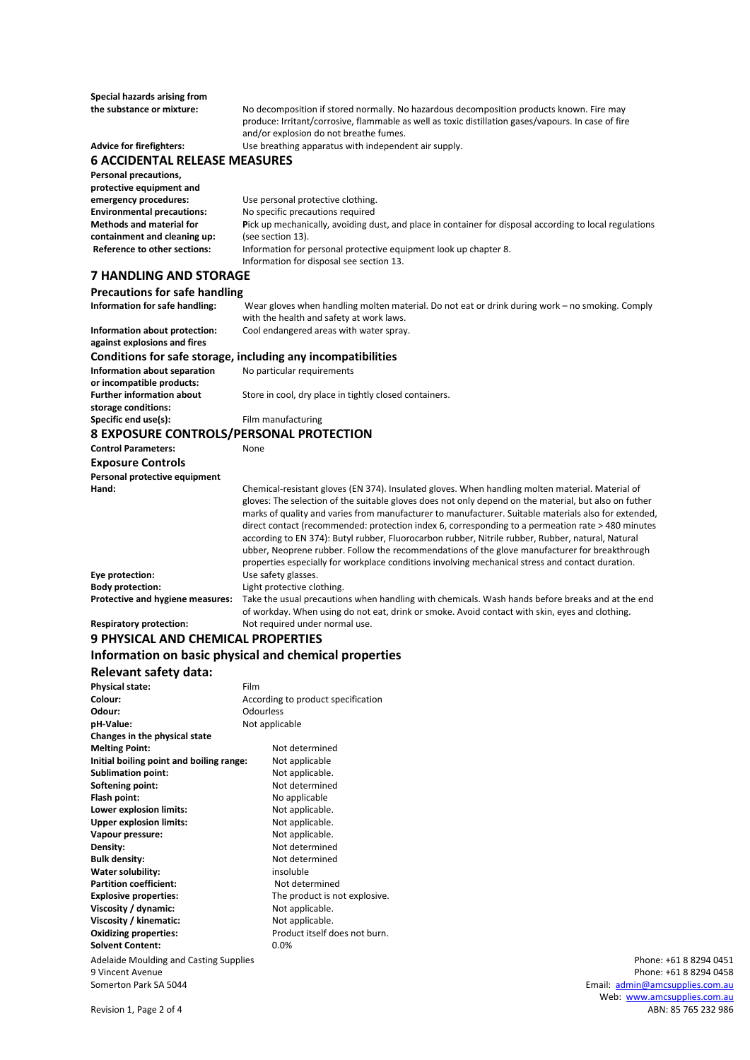**Special hazards arising from the substance or mixture:** No decomposition if stored normally. No hazardous decomposition products known. Fire may produce: Irritant/corrosive, flammable as well as toxic distillation gases/vapours. In case of fire and/or explosion do not breathe fumes.

**Advice for firefighters:** Use breathing apparatus with independent air supply.

## 6 ACCIDENTAL RELEASE MEASURES

**Personal precautions, protective equipment and emergency procedures:** Use personal protective clothing.

**Environmental precautions:** No specific precautions required

**Methods and material for containment and cleaning up:** Pick up mechanically, avoiding dust, and place in container for disposal according to local regulations (see section 13).

**Reference to other sections:** Information for personal protective equipment look up chapter 8.
Information for disposal see section 13.

## 7 HANDLING AND STORAGE

### Precautions for safe handling

**Information for safe handling:** Wear gloves when handling molten material. Do not eat or drink during work – no smoking. Comply with the health and safety at work laws.

**Information about protection against explosions and fires:** Cool endangered areas with water spray.

### Conditions for safe storage, including any incompatibilities

**Information about separation or incompatible products:** No particular requirements

**Further information about storage conditions:** Store in cool, dry place in tightly closed containers.

**Specific end use(s):** Film manufacturing

## 8 EXPOSURE CONTROLS/PERSONAL PROTECTION

**Control Parameters:** None

### Exposure Controls

**Personal protective equipment**

**Hand:** Chemical-resistant gloves (EN 374). Insulated gloves. When handling molten material. Material of gloves: The selection of the suitable gloves does not only depend on the material, but also on futher marks of quality and varies from manufacturer to manufacturer. Suitable materials also for extended, direct contact (recommended: protection index 6, corresponding to a permeation rate > 480 minutes according to EN 374): Butyl rubber, Fluorocarbon rubber, Nitrile rubber, Rubber, natural, Natural ubber, Neoprene rubber. Follow the recommendations of the glove manufacturer for breakthrough properties especially for workplace conditions involving mechanical stress and contact duration.

**Eye protection:** Use safety glasses.

**Body protection:** Light protective clothing.

**Protective and hygiene measures:** Take the usual precautions when handling with chemicals. Wash hands before breaks and at the end of workday. When using do not eat, drink or smoke. Avoid contact with skin, eyes and clothing.

**Respiratory protection:** Not required under normal use.

## 9 PHYSICAL AND CHEMICAL PROPERTIES

### Information on basic physical and chemical properties

### Relevant safety data:

**Physical state:** Film

**Colour:** According to product specification

**Odour:** Odourless

**pH-Value:** Not applicable

**Changes in the physical state**

**Melting Point:** Not determined

**Initial boiling point and boiling range:** Not applicable

**Sublimation point:** Not applicable.

**Softening point:** Not determined

**Flash point:** No applicable

**Lower explosion limits:** Not applicable.

**Upper explosion limits:** Not applicable.

**Vapour pressure:** Not applicable.

**Density:** Not determined

**Bulk density:** Not determined

**Water solubility:** insoluble

**Partition coefficient:** Not determined

**Explosive properties:** The product is not explosive.

**Viscosity / dynamic:** Not applicable.

**Viscosity / kinematic:** Not applicable.

**Oxidizing properties:** Product itself does not burn.

**Solvent Content:** 0.0%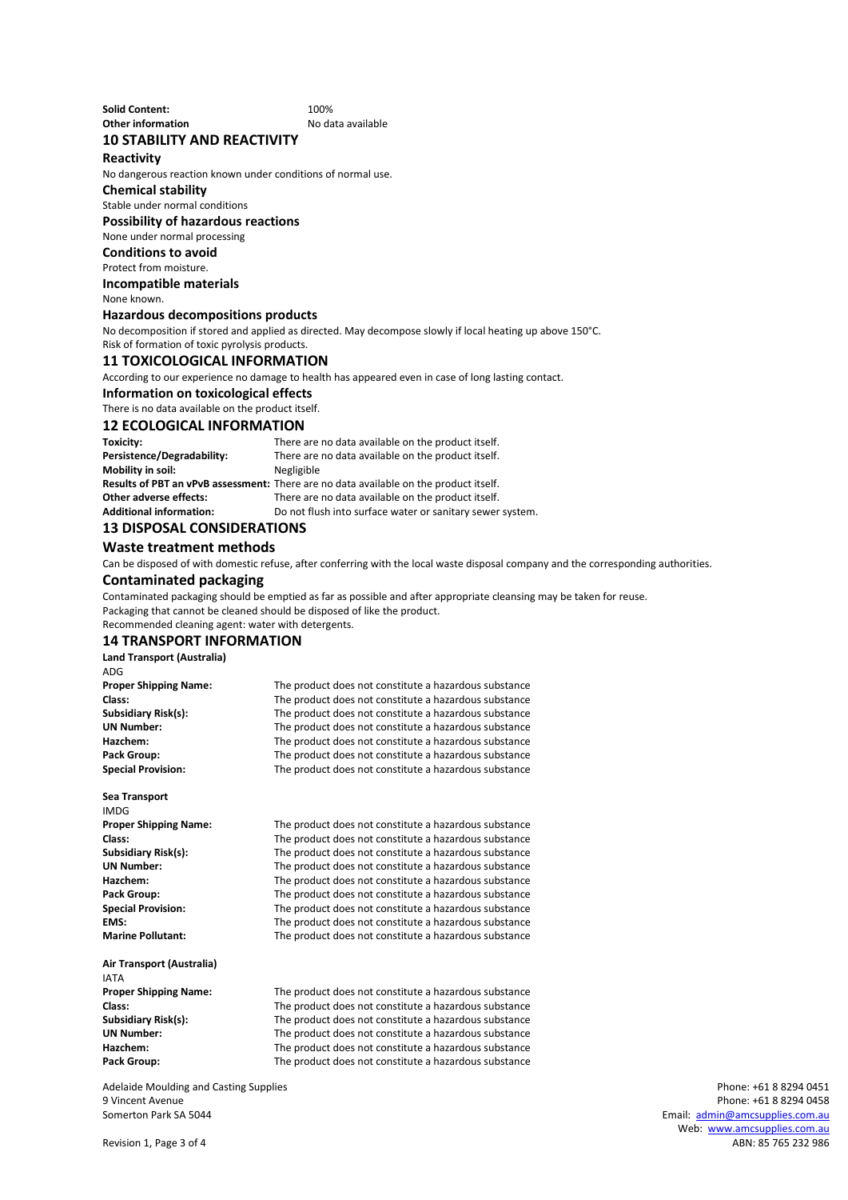**Solid Content:** 100%
**Other information** No data available

## 10 STABILITY AND REACTIVITY

### Reactivity

No dangerous reaction known under conditions of normal use.

### Chemical stability

Stable under normal conditions

### Possibility of hazardous reactions

None under normal processing

### Conditions to avoid

Protect from moisture.

### Incompatible materials

None known.

### Hazardous decompositions products

No decomposition if stored and applied as directed. May decompose slowly if local heating up above 150°C.
Risk of formation of toxic pyrolysis products.

## 11 TOXICOLOGICAL INFORMATION

According to our experience no damage to health has appeared even in case of long lasting contact.

### Information on toxicological effects

There is no data available on the product itself.

## 12 ECOLOGICAL INFORMATION

**Toxicity:** There are no data available on the product itself.
**Persistence/Degradability:** There are no data available on the product itself.
**Mobility in soil:** Negligible
**Results of PBT an vPvB assessment:** There are no data available on the product itself.
**Other adverse effects:** There are no data available on the product itself.
**Additional information:** Do not flush into surface water or sanitary sewer system.

## 13 DISPOSAL CONSIDERATIONS

### Waste treatment methods

Can be disposed of with domestic refuse, after conferring with the local waste disposal company and the corresponding authorities.

### Contaminated packaging

Contaminated packaging should be emptied as far as possible and after appropriate cleansing may be taken for reuse.
Packaging that cannot be cleaned should be disposed of like the product.
Recommended cleaning agent: water with detergents.

## 14 TRANSPORT INFORMATION

**Land Transport (Australia)**
ADG

**Proper Shipping Name:** The product does not constitute a hazardous substance
**Class:** The product does not constitute a hazardous substance
**Subsidiary Risk(s):** The product does not constitute a hazardous substance
**UN Number:** The product does not constitute a hazardous substance
**Hazchem:** The product does not constitute a hazardous substance
**Pack Group:** The product does not constitute a hazardous substance
**Special Provision:** The product does not constitute a hazardous substance

**Sea Transport**
IMDG

**Proper Shipping Name:** The product does not constitute a hazardous substance
**Class:** The product does not constitute a hazardous substance
**Subsidiary Risk(s):** The product does not constitute a hazardous substance
**UN Number:** The product does not constitute a hazardous substance
**Hazchem:** The product does not constitute a hazardous substance
**Pack Group:** The product does not constitute a hazardous substance
**Special Provision:** The product does not constitute a hazardous substance
**EMS:** The product does not constitute a hazardous substance
**Marine Pollutant:** The product does not constitute a hazardous substance

**Air Transport (Australia)**
IATA

**Proper Shipping Name:** The product does not constitute a hazardous substance
**Class:** The product does not constitute a hazardous substance
**Subsidiary Risk(s):** The product does not constitute a hazardous substance
**UN Number:** The product does not constitute a hazardous substance
**Hazchem:** The product does not constitute a hazardous substance
**Pack Group:** The product does not constitute a hazardous substance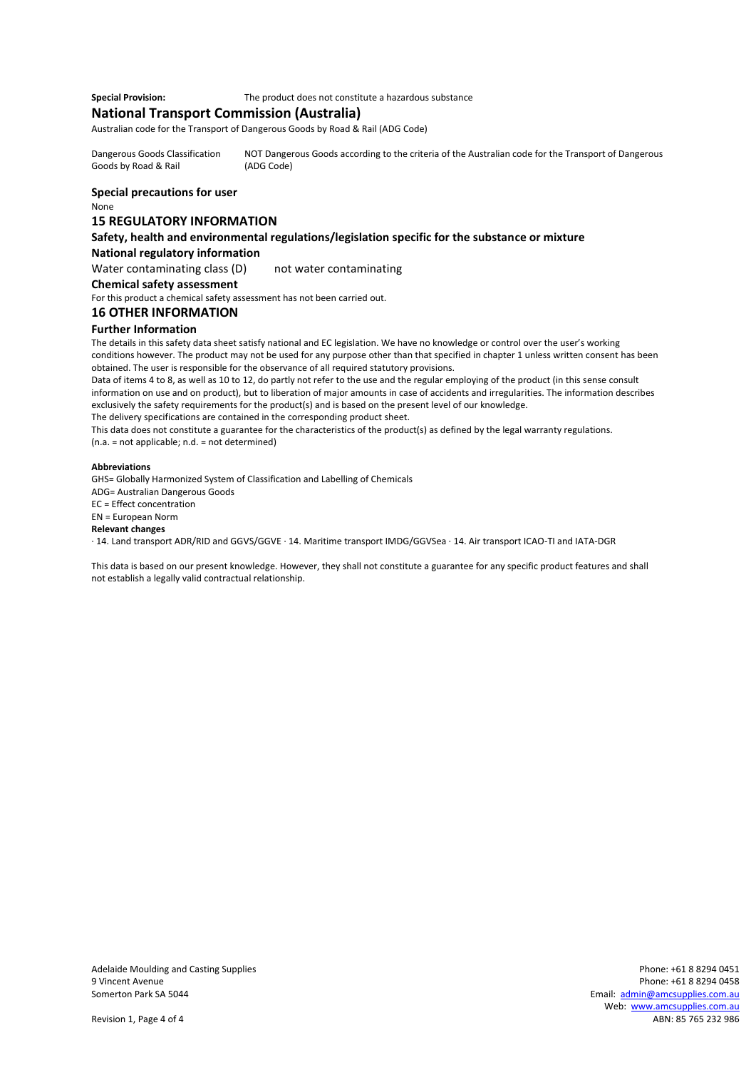**Special Provision:** The product does not constitute a hazardous substance

## National Transport Commission (Australia)

Australian code for the Transport of Dangerous Goods by Road & Rail (ADG Code)

| | |
|---|---|
| Dangerous Goods Classification Goods by Road & Rail | NOT Dangerous Goods according to the criteria of the Australian code for the Transport of Dangerous (ADG Code) |

### Special precautions for user

None

## 15 REGULATORY INFORMATION

### Safety, health and environmental regulations/legislation specific for the substance or mixture

### National regulatory information

Water contaminating class (D) not water contaminating

### Chemical safety assessment

For this product a chemical safety assessment has not been carried out.

## 16 OTHER INFORMATION

### Further Information

The details in this safety data sheet satisfy national and EC legislation. We have no knowledge or control over the user's working conditions however. The product may not be used for any purpose other than that specified in chapter 1 unless written consent has been obtained. The user is responsible for the observance of all required statutory provisions.

Data of items 4 to 8, as well as 10 to 12, do partly not refer to the use and the regular employing of the product (in this sense consult information on use and on product), but to liberation of major amounts in case of accidents and irregularities. The information describes exclusively the safety requirements for the product(s) and is based on the present level of our knowledge.

The delivery specifications are contained in the corresponding product sheet.

This data does not constitute a guarantee for the characteristics of the product(s) as defined by the legal warranty regulations.

(n.a. = not applicable; n.d. = not determined)

**Abbreviations**

GHS= Globally Harmonized System of Classification and Labelling of Chemicals

ADG= Australian Dangerous Goods

EC = Effect concentration

EN = European Norm

**Relevant changes**

· 14. Land transport ADR/RID and GGVS/GGVE · 14. Maritime transport IMDG/GGVSea · 14. Air transport ICAO-TI and IATA-DGR

This data is based on our present knowledge. However, they shall not constitute a guarantee for any specific product features and shall not establish a legally valid contractual relationship.

Adelaide Moulding and Casting Supplies
9 Vincent Avenue
Somerton Park SA 5044

Phone: +61 8 8294 0451
Phone: +61 8 8294 0458
Email: admin@amcsupplies.com.au
Web: www.amcsupplies.com.au
ABN: 85 765 232 986

Revision 1